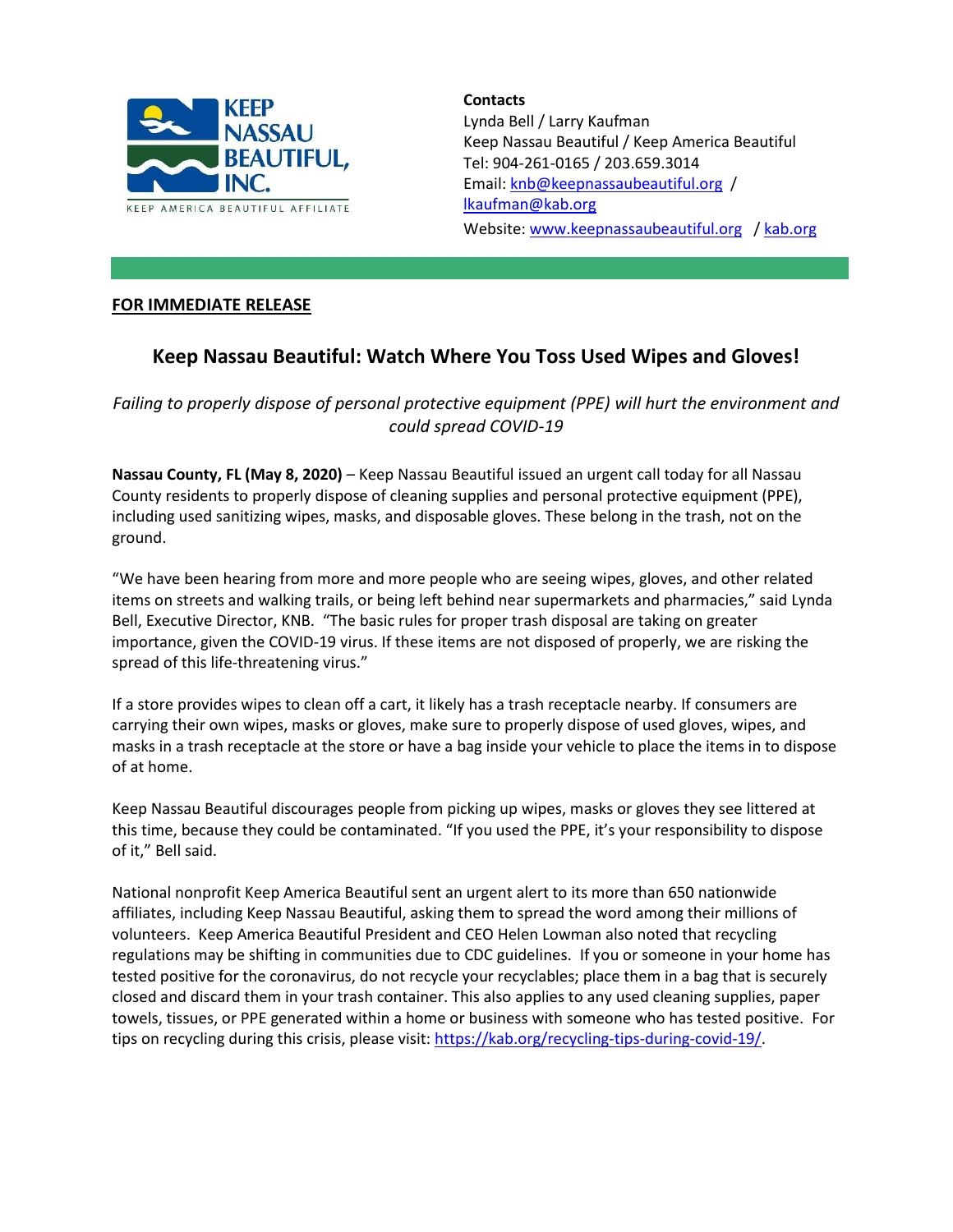KEEP NASSAU BEAUTIFUL, INC.

KEEP AMERICA BEAUTIFUL AFFILIATE

**Contacts**
Lynda Bell / Larry Kaufman
Keep Nassau Beautiful / Keep America Beautiful
Tel: 904-261-0165 / 203.659.3014
Email: knb@keepnassaubeautiful.org / lkaufman@kab.org
Website: www.keepnassaubeautiful.org / kab.org

**FOR IMMEDIATE RELEASE**

## Keep Nassau Beautiful: Watch Where You Toss Used Wipes and Gloves!

*Failing to properly dispose of personal protective equipment (PPE) will hurt the environment and could spread COVID-19*

**Nassau County, FL (May 8, 2020)** – Keep Nassau Beautiful issued an urgent call today for all Nassau County residents to properly dispose of cleaning supplies and personal protective equipment (PPE), including used sanitizing wipes, masks, and disposable gloves. These belong in the trash, not on the ground.

"We have been hearing from more and more people who are seeing wipes, gloves, and other related items on streets and walking trails, or being left behind near supermarkets and pharmacies," said Lynda Bell, Executive Director, KNB. "The basic rules for proper trash disposal are taking on greater importance, given the COVID-19 virus. If these items are not disposed of properly, we are risking the spread of this life-threatening virus."

If a store provides wipes to clean off a cart, it likely has a trash receptacle nearby. If consumers are carrying their own wipes, masks or gloves, make sure to properly dispose of used gloves, wipes, and masks in a trash receptacle at the store or have a bag inside your vehicle to place the items in to dispose of at home.

Keep Nassau Beautiful discourages people from picking up wipes, masks or gloves they see littered at this time, because they could be contaminated. "If you used the PPE, it's your responsibility to dispose of it," Bell said.

National nonprofit Keep America Beautiful sent an urgent alert to its more than 650 nationwide affiliates, including Keep Nassau Beautiful, asking them to spread the word among their millions of volunteers. Keep America Beautiful President and CEO Helen Lowman also noted that recycling regulations may be shifting in communities due to CDC guidelines. If you or someone in your home has tested positive for the coronavirus, do not recycle your recyclables; place them in a bag that is securely closed and discard them in your trash container. This also applies to any used cleaning supplies, paper towels, tissues, or PPE generated within a home or business with someone who has tested positive. For tips on recycling during this crisis, please visit: https://kab.org/recycling-tips-during-covid-19/.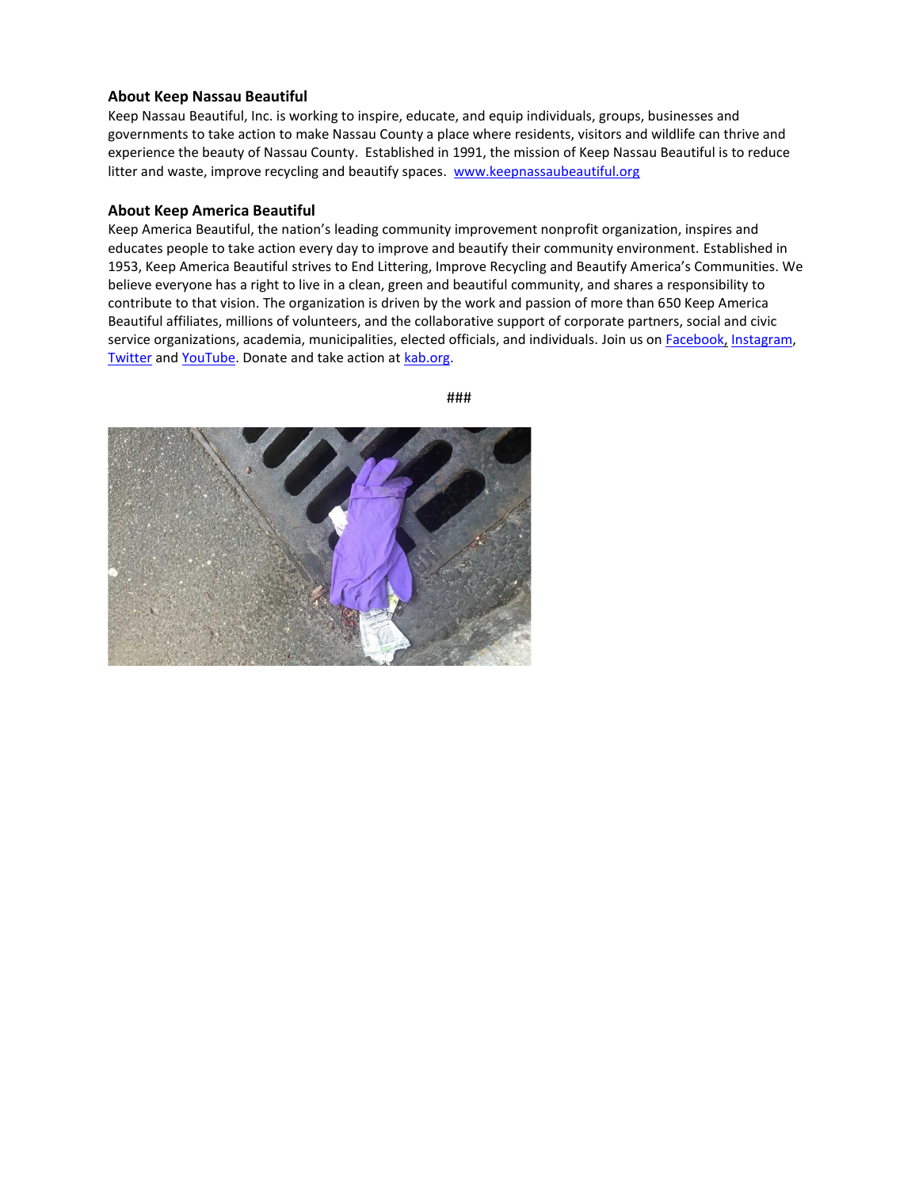**About Keep Nassau Beautiful**

Keep Nassau Beautiful, Inc. is working to inspire, educate, and equip individuals, groups, businesses and governments to take action to make Nassau County a place where residents, visitors and wildlife can thrive and experience the beauty of Nassau County. Established in 1991, the mission of Keep Nassau Beautiful is to reduce litter and waste, improve recycling and beautify spaces. www.keepnassaubeautiful.org

**About Keep America Beautiful**

Keep America Beautiful, the nation's leading community improvement nonprofit organization, inspires and educates people to take action every day to improve and beautify their community environment. Established in 1953, Keep America Beautiful strives to End Littering, Improve Recycling and Beautify America's Communities. We believe everyone has a right to live in a clean, green and beautiful community, and shares a responsibility to contribute to that vision. The organization is driven by the work and passion of more than 650 Keep America Beautiful affiliates, millions of volunteers, and the collaborative support of corporate partners, social and civic service organizations, academia, municipalities, elected officials, and individuals. Join us on Facebook, Instagram, Twitter and YouTube. Donate and take action at kab.org.

###